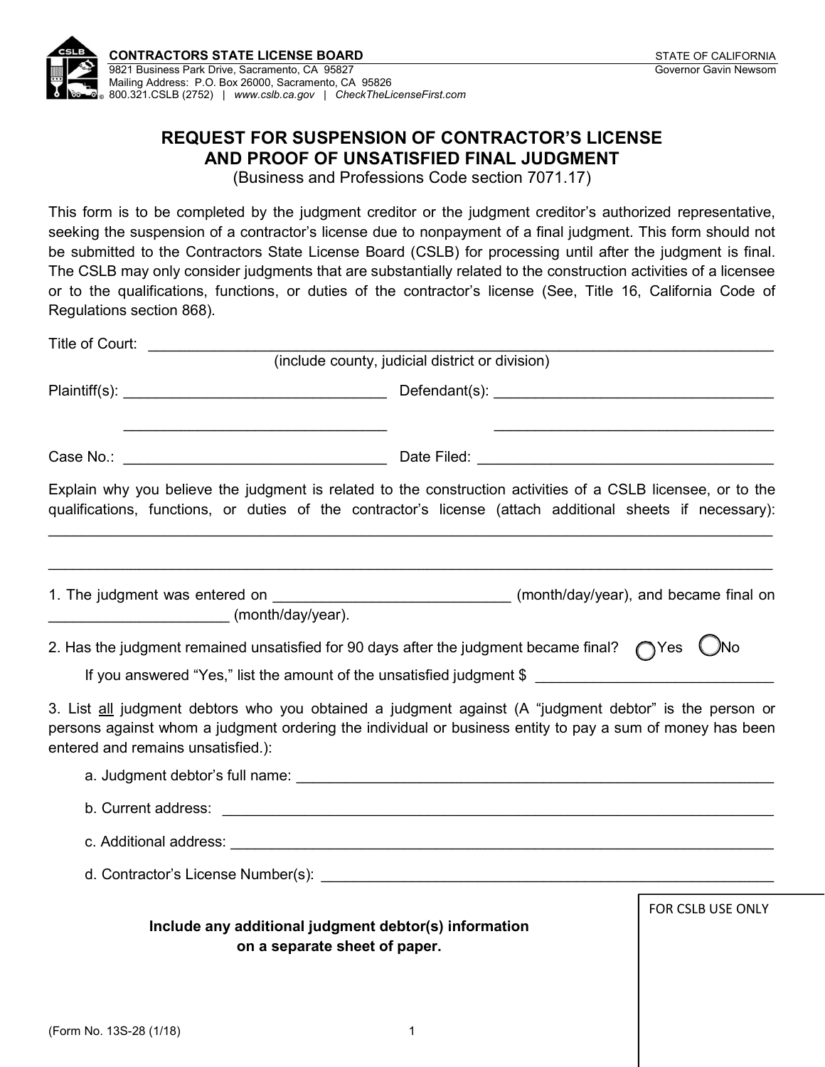**CONTRACTORS STATE LICENSE BOARD**
9821 Business Park Drive, Sacramento, CA 95827
Mailing Address: P.O. Box 26000, Sacramento, CA 95826
800.321.CSLB (2752) | *www.cslb.ca.gov* | *CheckTheLicenseFirst.com*

STATE OF CALIFORNIA
Governor Gavin Newsom

# REQUEST FOR SUSPENSION OF CONTRACTOR'S LICENSE AND PROOF OF UNSATISFIED FINAL JUDGMENT

(Business and Professions Code section 7071.17)

This form is to be completed by the judgment creditor or the judgment creditor's authorized representative, seeking the suspension of a contractor's license due to nonpayment of a final judgment. This form should not be submitted to the Contractors State License Board (CSLB) for processing until after the judgment is final. The CSLB may only consider judgments that are substantially related to the construction activities of a licensee or to the qualifications, functions, or duties of the contractor's license (See, Title 16, California Code of Regulations section 868).

Title of Court: ____________________________________________
(include county, judicial district or division)

Plaintiff(s): ______________________ Defendant(s): ______________________

______________________ ______________________

Case No.: ______________________ Date Filed: ______________________

Explain why you believe the judgment is related to the construction activities of a CSLB licensee, or to the qualifications, functions, or duties of the contractor's license (attach additional sheets if necessary):
____________________________________________

____________________________________________

1. The judgment was entered on ______________________ (month/day/year), and became final on ______________________ (month/day/year).

2. Has the judgment remained unsatisfied for 90 days after the judgment became final? ◯ Yes ◯ No

   If you answered "Yes," list the amount of the unsatisfied judgment $ ______________________

3. List all judgment debtors who you obtained a judgment against (A "judgment debtor" is the person or persons against whom a judgment ordering the individual or business entity to pay a sum of money has been entered and remains unsatisfied.):

   a. Judgment debtor's full name: ______________________

   b. Current address: ______________________

   c. Additional address: ______________________

   d. Contractor's License Number(s): ______________________

**Include any additional judgment debtor(s) information on a separate sheet of paper.**

FOR CSLB USE ONLY

(Form No. 13S-28 (1/18))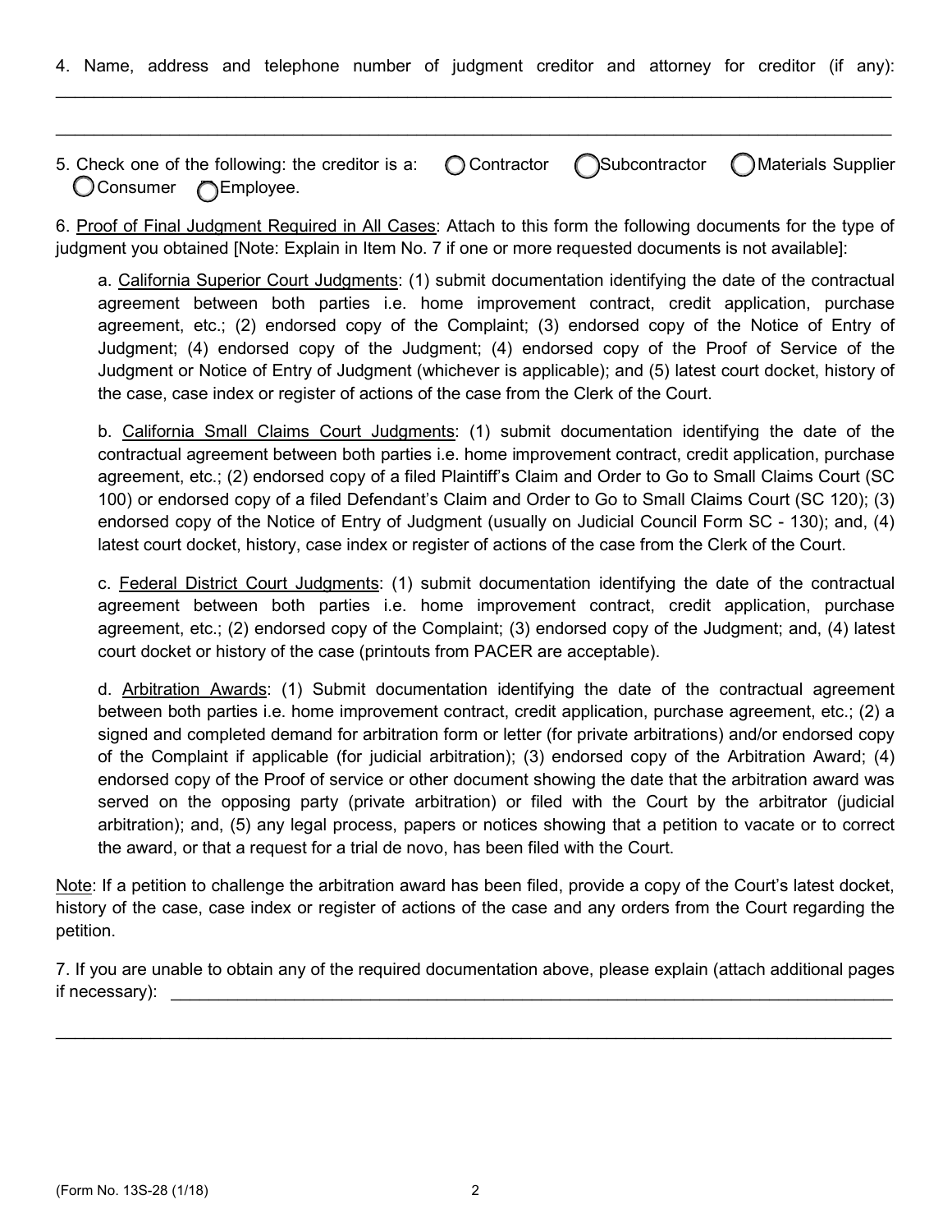4. Name, address and telephone number of judgment creditor and attorney for creditor (if any): ______________________________________________________________________________

______________________________________________________________________________

5. Check one of the following: the creditor is a: ◯ Contractor ◯ Subcontractor ◯ Materials Supplier ◯ Consumer ◯ Employee.

6. <u>Proof of Final Judgment Required in All Cases</u>: Attach to this form the following documents for the type of judgment you obtained [Note: Explain in Item No. 7 if one or more requested documents is not available]:

a. <u>California Superior Court Judgments</u>: (1) submit documentation identifying the date of the contractual agreement between both parties i.e. home improvement contract, credit application, purchase agreement, etc.; (2) endorsed copy of the Complaint; (3) endorsed copy of the Notice of Entry of Judgment; (4) endorsed copy of the Judgment; (4) endorsed copy of the Proof of Service of the Judgment or Notice of Entry of Judgment (whichever is applicable); and (5) latest court docket, history of the case, case index or register of actions of the case from the Clerk of the Court.

b. <u>California Small Claims Court Judgments</u>: (1) submit documentation identifying the date of the contractual agreement between both parties i.e. home improvement contract, credit application, purchase agreement, etc.; (2) endorsed copy of a filed Plaintiff's Claim and Order to Go to Small Claims Court (SC 100) or endorsed copy of a filed Defendant's Claim and Order to Go to Small Claims Court (SC 120); (3) endorsed copy of the Notice of Entry of Judgment (usually on Judicial Council Form SC - 130); and, (4) latest court docket, history, case index or register of actions of the case from the Clerk of the Court.

c. <u>Federal District Court Judgments</u>: (1) submit documentation identifying the date of the contractual agreement between both parties i.e. home improvement contract, credit application, purchase agreement, etc.; (2) endorsed copy of the Complaint; (3) endorsed copy of the Judgment; and, (4) latest court docket or history of the case (printouts from PACER are acceptable).

d. <u>Arbitration Awards</u>: (1) Submit documentation identifying the date of the contractual agreement between both parties i.e. home improvement contract, credit application, purchase agreement, etc.; (2) a signed and completed demand for arbitration form or letter (for private arbitrations) and/or endorsed copy of the Complaint if applicable (for judicial arbitration); (3) endorsed copy of the Arbitration Award; (4) endorsed copy of the Proof of service or other document showing the date that the arbitration award was served on the opposing party (private arbitration) or filed with the Court by the arbitrator (judicial arbitration); and, (5) any legal process, papers or notices showing that a petition to vacate or to correct the award, or that a request for a trial de novo, has been filed with the Court.

<u>Note</u>: If a petition to challenge the arbitration award has been filed, provide a copy of the Court's latest docket, history of the case, case index or register of actions of the case and any orders from the Court regarding the petition.

7. If you are unable to obtain any of the required documentation above, please explain (attach additional pages if necessary): ______________________________________________________________________________

______________________________________________________________________________

(Form No. 13S-28 (1/18))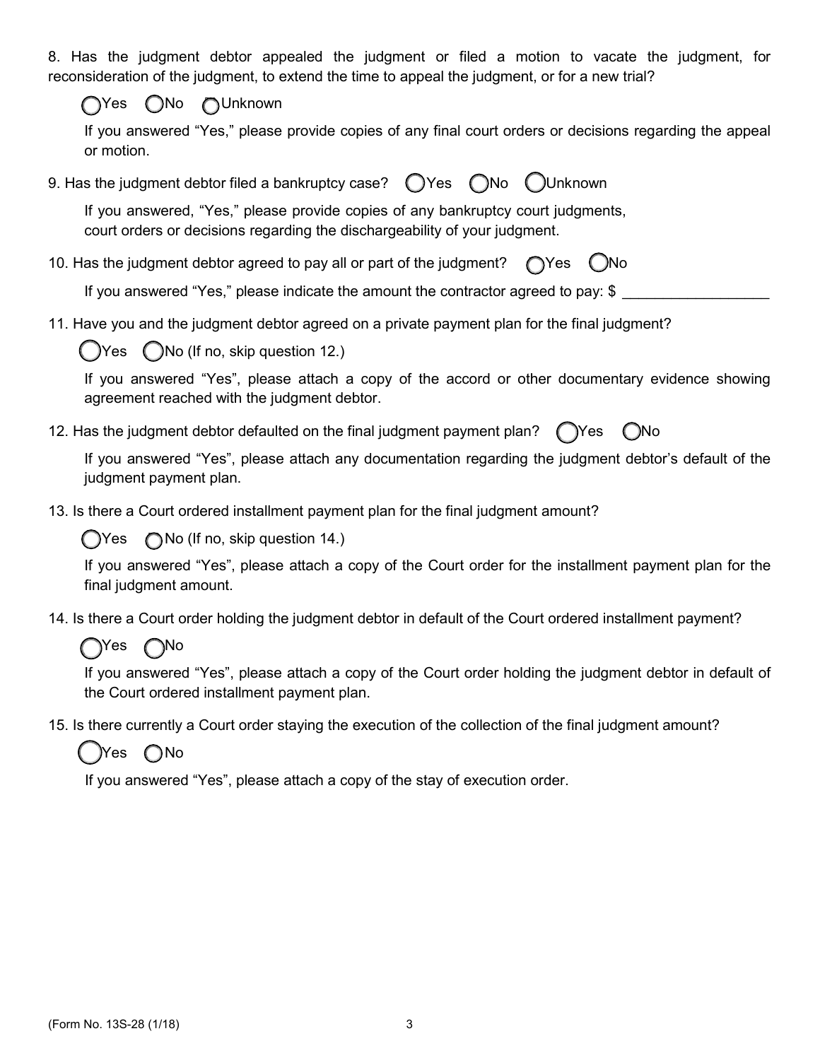8. Has the judgment debtor appealed the judgment or filed a motion to vacate the judgment, for reconsideration of the judgment, to extend the time to appeal the judgment, or for a new trial?

◯Yes ◯No ◯Unknown

If you answered "Yes," please provide copies of any final court orders or decisions regarding the appeal or motion.

9. Has the judgment debtor filed a bankruptcy case? ◯Yes ◯No ◯Unknown

If you answered, "Yes," please provide copies of any bankruptcy court judgments, court orders or decisions regarding the dischargeability of your judgment.

10. Has the judgment debtor agreed to pay all or part of the judgment? ◯Yes ◯No

If you answered "Yes," please indicate the amount the contractor agreed to pay: $ __________________

11. Have you and the judgment debtor agreed on a private payment plan for the final judgment?

◯Yes ◯No (If no, skip question 12.)

If you answered "Yes", please attach a copy of the accord or other documentary evidence showing agreement reached with the judgment debtor.

12. Has the judgment debtor defaulted on the final judgment payment plan? ◯Yes ◯No

If you answered "Yes", please attach any documentation regarding the judgment debtor's default of the judgment payment plan.

13. Is there a Court ordered installment payment plan for the final judgment amount?

◯Yes ◯No (If no, skip question 14.)

If you answered "Yes", please attach a copy of the Court order for the installment payment plan for the final judgment amount.

14. Is there a Court order holding the judgment debtor in default of the Court ordered installment payment?

◯Yes ◯No

If you answered "Yes", please attach a copy of the Court order holding the judgment debtor in default of the Court ordered installment payment plan.

15. Is there currently a Court order staying the execution of the collection of the final judgment amount?

◯Yes ◯No

If you answered "Yes", please attach a copy of the stay of execution order.

(Form No. 13S-28 (1/18)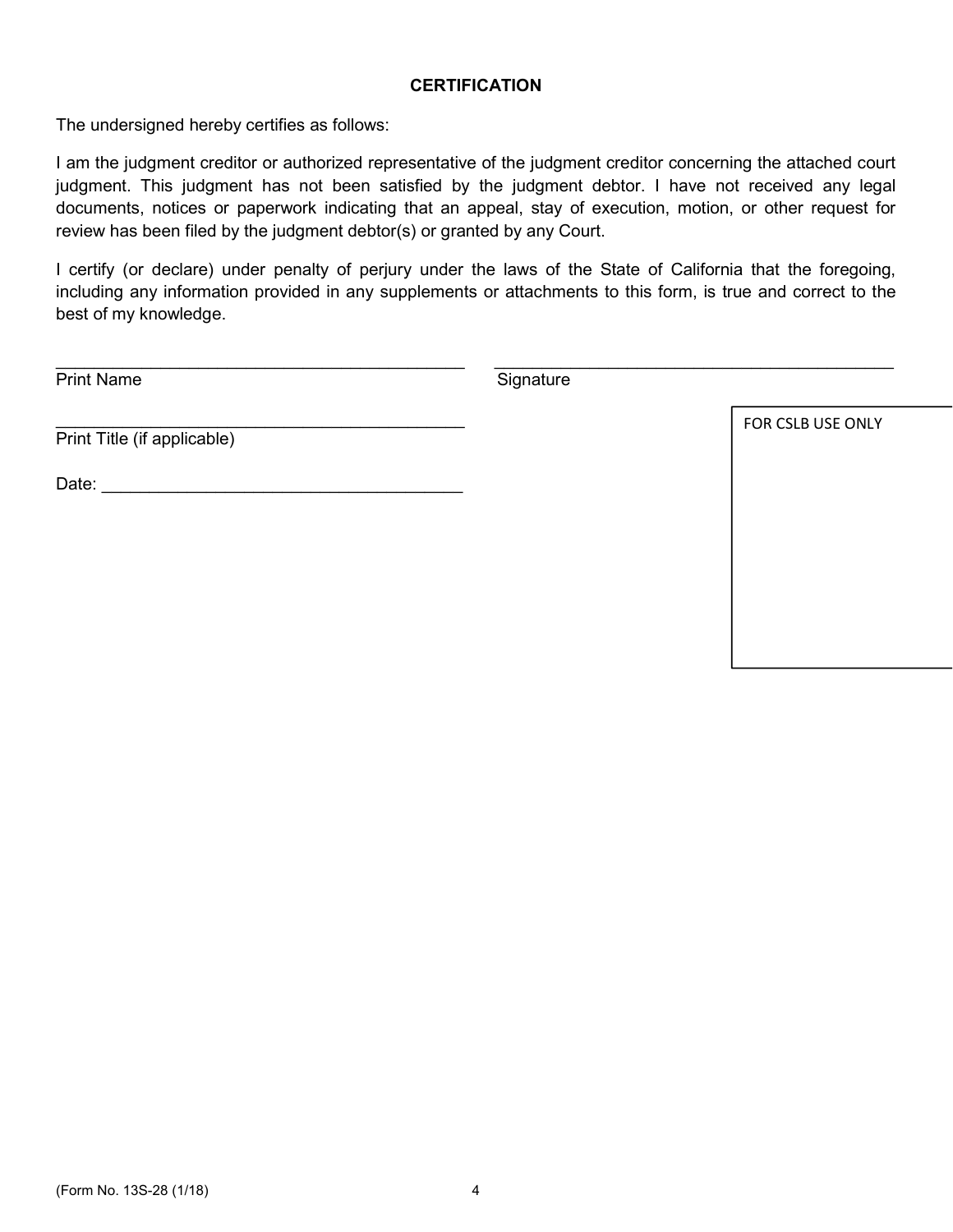## CERTIFICATION

The undersigned hereby certifies as follows:

I am the judgment creditor or authorized representative of the judgment creditor concerning the attached court judgment. This judgment has not been satisfied by the judgment debtor. I have not received any legal documents, notices or paperwork indicating that an appeal, stay of execution, motion, or other request for review has been filed by the judgment debtor(s) or granted by any Court.

I certify (or declare) under penalty of perjury under the laws of the State of California that the foregoing, including any information provided in any supplements or attachments to this form, is true and correct to the best of my knowledge.

\_\_\_\_\_\_\_\_\_\_\_\_\_\_\_\_\_\_\_\_\_\_\_\_\_\_\_\_\_\_\_\_\_\_\_\_\_\_\_\_\_\_\_\_
Print Name

\_\_\_\_\_\_\_\_\_\_\_\_\_\_\_\_\_\_\_\_\_\_\_\_\_\_\_\_\_\_\_\_\_\_\_\_\_\_\_\_\_\_\_\_
Signature

\_\_\_\_\_\_\_\_\_\_\_\_\_\_\_\_\_\_\_\_\_\_\_\_\_\_\_\_\_\_\_\_\_\_\_\_\_\_\_\_\_\_\_\_
Print Title (if applicable)

Date: \_\_\_\_\_\_\_\_\_\_\_\_\_\_\_\_\_\_\_\_\_\_\_\_\_\_\_\_\_\_\_\_\_\_\_\_\_

| FOR CSLB USE ONLY |
| --- |
| |

(Form No. 13S-28 (1/18)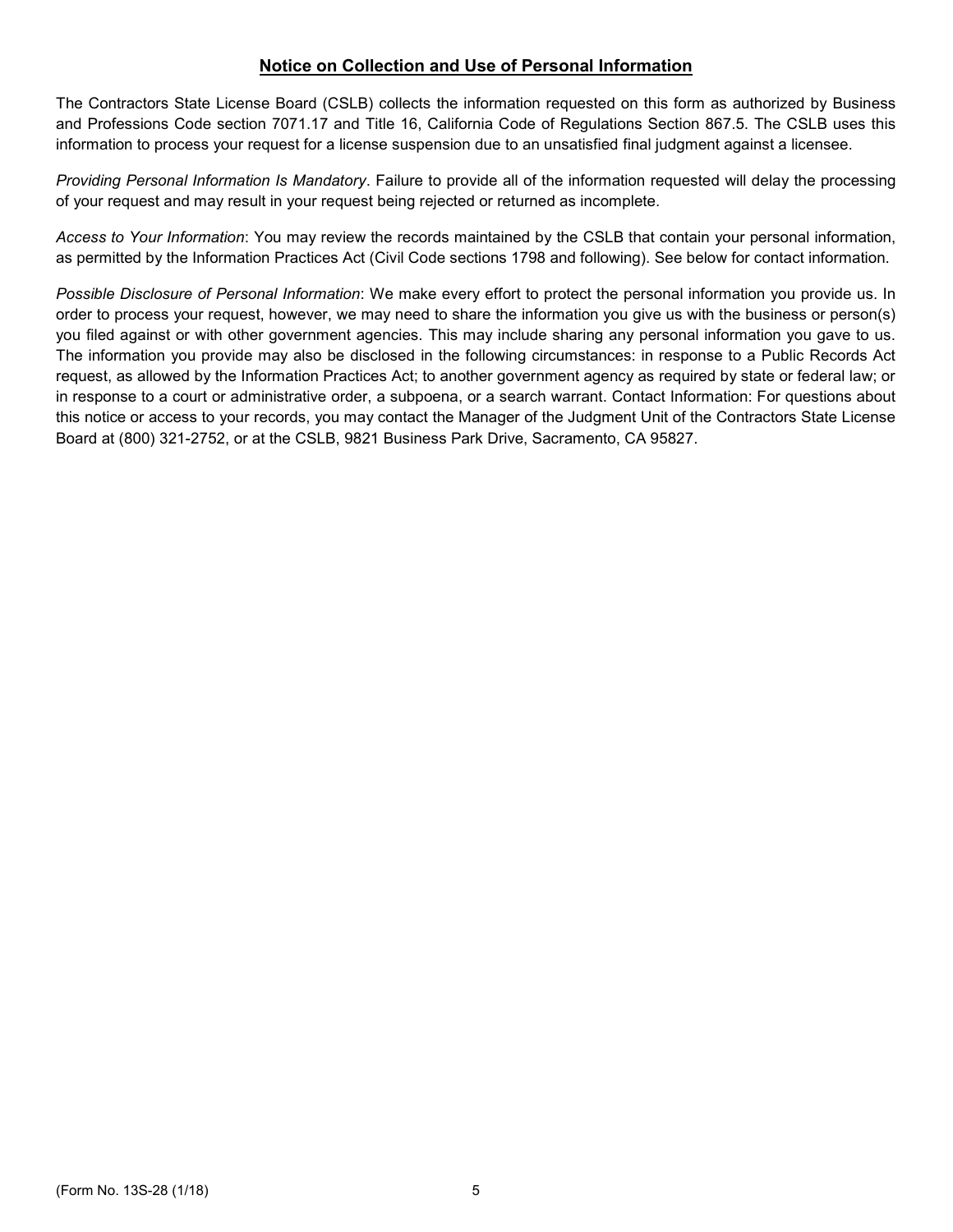## Notice on Collection and Use of Personal Information

The Contractors State License Board (CSLB) collects the information requested on this form as authorized by Business and Professions Code section 7071.17 and Title 16, California Code of Regulations Section 867.5. The CSLB uses this information to process your request for a license suspension due to an unsatisfied final judgment against a licensee.

*Providing Personal Information Is Mandatory*. Failure to provide all of the information requested will delay the processing of your request and may result in your request being rejected or returned as incomplete.

*Access to Your Information*: You may review the records maintained by the CSLB that contain your personal information, as permitted by the Information Practices Act (Civil Code sections 1798 and following). See below for contact information.

*Possible Disclosure of Personal Information*: We make every effort to protect the personal information you provide us. In order to process your request, however, we may need to share the information you give us with the business or person(s) you filed against or with other government agencies. This may include sharing any personal information you gave to us. The information you provide may also be disclosed in the following circumstances: in response to a Public Records Act request, as allowed by the Information Practices Act; to another government agency as required by state or federal law; or in response to a court or administrative order, a subpoena, or a search warrant. Contact Information: For questions about this notice or access to your records, you may contact the Manager of the Judgment Unit of the Contractors State License Board at (800) 321-2752, or at the CSLB, 9821 Business Park Drive, Sacramento, CA 95827.

(Form No. 13S-28 (1/18)